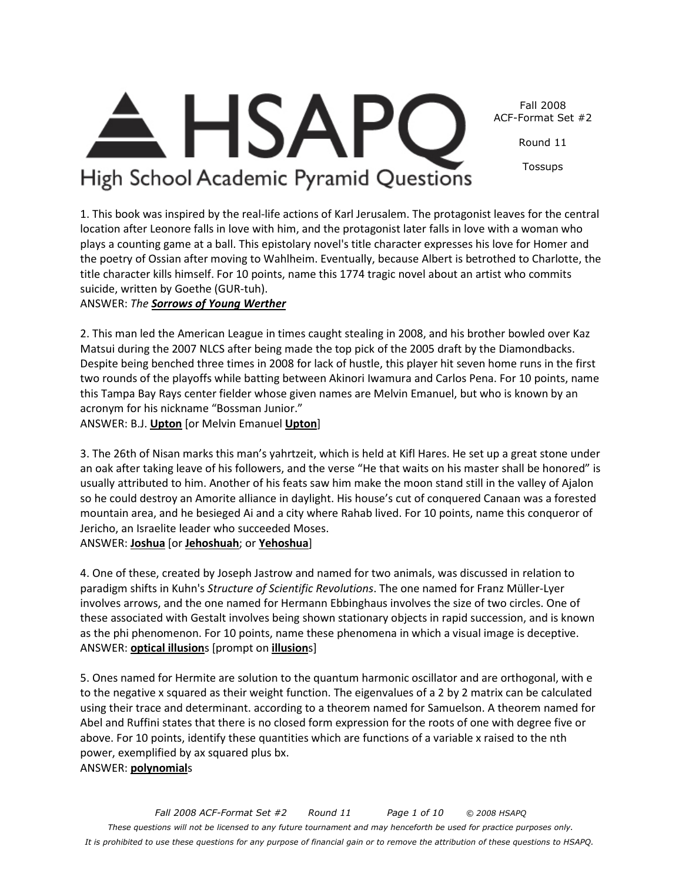# HSAPQ

High School Academic Pyramid Questions

Fall 2008
ACF-Format Set #2

Round 11

Tossups

1. This book was inspired by the real-life actions of Karl Jerusalem. The protagonist leaves for the central location after Leonore falls in love with him, and the protagonist later falls in love with a woman who plays a counting game at a ball. This epistolary novel's title character expresses his love for Homer and the poetry of Ossian after moving to Wahlheim. Eventually, because Albert is betrothed to Charlotte, the title character kills himself. For 10 points, name this 1774 tragic novel about an artist who commits suicide, written by Goethe (GUR-tuh).
ANSWER: *The* ***Sorrows of Young Werther***

2. This man led the American League in times caught stealing in 2008, and his brother bowled over Kaz Matsui during the 2007 NLCS after being made the top pick of the 2005 draft by the Diamondbacks. Despite being benched three times in 2008 for lack of hustle, this player hit seven home runs in the first two rounds of the playoffs while batting between Akinori Iwamura and Carlos Pena. For 10 points, name this Tampa Bay Rays center fielder whose given names are Melvin Emanuel, but who is known by an acronym for his nickname "Bossman Junior."
ANSWER: B.J. **Upton** [or Melvin Emanuel **Upton**]

3. The 26th of Nisan marks this man's yahrtzeit, which is held at Kifl Hares. He set up a great stone under an oak after taking leave of his followers, and the verse "He that waits on his master shall be honored" is usually attributed to him. Another of his feats saw him make the moon stand still in the valley of Ajalon so he could destroy an Amorite alliance in daylight. His house's cut of conquered Canaan was a forested mountain area, and he besieged Ai and a city where Rahab lived. For 10 points, name this conqueror of Jericho, an Israelite leader who succeeded Moses.
ANSWER: **Joshua** [or **Jehoshuah**; or **Yehoshua**]

4. One of these, created by Joseph Jastrow and named for two animals, was discussed in relation to paradigm shifts in Kuhn's *Structure of Scientific Revolutions*. The one named for Franz Müller-Lyer involves arrows, and the one named for Hermann Ebbinghaus involves the size of two circles. One of these associated with Gestalt involves being shown stationary objects in rapid succession, and is known as the phi phenomenon. For 10 points, name these phenomena in which a visual image is deceptive.
ANSWER: **optical illusion**s [prompt on **illusion**s]

5. Ones named for Hermite are solution to the quantum harmonic oscillator and are orthogonal, with e to the negative x squared as their weight function. The eigenvalues of a 2 by 2 matrix can be calculated using their trace and determinant. according to a theorem named for Samuelson. A theorem named for Abel and Ruffini states that there is no closed form expression for the roots of one with degree five or above. For 10 points, identify these quantities which are functions of a variable x raised to the nth power, exemplified by ax squared plus bx.
ANSWER: **polynomial**s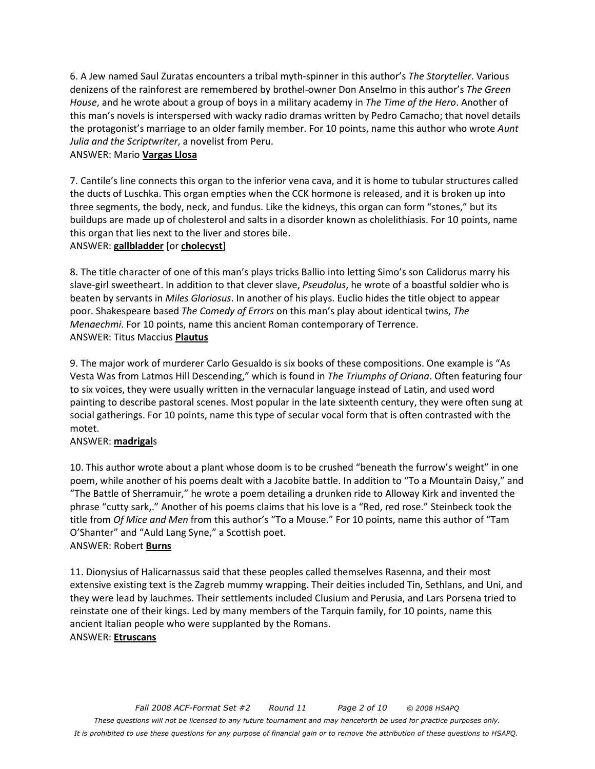6. A Jew named Saul Zuratas encounters a tribal myth-spinner in this author's *The Storyteller*. Various denizens of the rainforest are remembered by brothel-owner Don Anselmo in this author's *The Green House*, and he wrote about a group of boys in a military academy in *The Time of the Hero*. Another of this man's novels is interspersed with wacky radio dramas written by Pedro Camacho; that novel details the protagonist's marriage to an older family member. For 10 points, name this author who wrote *Aunt Julia and the Scriptwriter*, a novelist from Peru.
ANSWER: Mario **Vargas Llosa**

7. Cantile's line connects this organ to the inferior vena cava, and it is home to tubular structures called the ducts of Luschka. This organ empties when the CCK hormone is released, and it is broken up into three segments, the body, neck, and fundus. Like the kidneys, this organ can form "stones," but its buildups are made up of cholesterol and salts in a disorder known as cholelithiasis. For 10 points, name this organ that lies next to the liver and stores bile.
ANSWER: **gallbladder** [or **cholecyst**]

8. The title character of one of this man's plays tricks Ballio into letting Simo's son Calidorus marry his slave-girl sweetheart. In addition to that clever slave, *Pseudolus*, he wrote of a boastful soldier who is beaten by servants in *Miles Gloriosus*. In another of his plays. Euclio hides the title object to appear poor. Shakespeare based *The Comedy of Errors* on this man's play about identical twins, *The Menaechmi*. For 10 points, name this ancient Roman contemporary of Terrence.
ANSWER: Titus Maccius **Plautus**

9. The major work of murderer Carlo Gesualdo is six books of these compositions. One example is "As Vesta Was from Latmos Hill Descending," which is found in *The Triumphs of Oriana*. Often featuring four to six voices, they were usually written in the vernacular language instead of Latin, and used word painting to describe pastoral scenes. Most popular in the late sixteenth century, they were often sung at social gatherings. For 10 points, name this type of secular vocal form that is often contrasted with the motet.
ANSWER: **madrigal**s

10. This author wrote about a plant whose doom is to be crushed "beneath the furrow's weight" in one poem, while another of his poems dealt with a Jacobite battle. In addition to "To a Mountain Daisy," and "The Battle of Sherramuir," he wrote a poem detailing a drunken ride to Alloway Kirk and invented the phrase "cutty sark,." Another of his poems claims that his love is a "Red, red rose." Steinbeck took the title from *Of Mice and Men* from this author's "To a Mouse." For 10 points, name this author of "Tam O'Shanter" and "Auld Lang Syne," a Scottish poet.
ANSWER: Robert **Burns**

11. Dionysius of Halicarnassus said that these peoples called themselves Rasenna, and their most extensive existing text is the Zagreb mummy wrapping. Their deities included Tin, Sethlans, and Uni, and they were lead by lauchmes. Their settlements included Clusium and Perusia, and Lars Porsena tried to reinstate one of their kings. Led by many members of the Tarquin family, for 10 points, name this ancient Italian people who were supplanted by the Romans.
ANSWER: **Etruscans**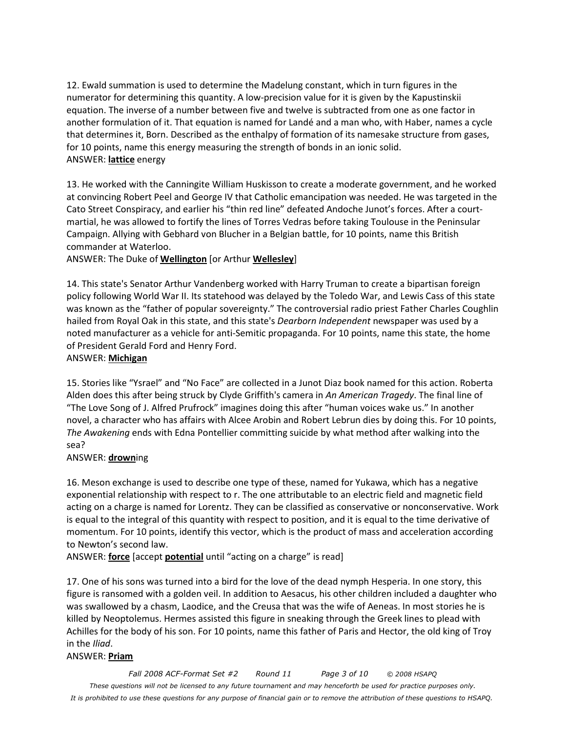12. Ewald summation is used to determine the Madelung constant, which in turn figures in the numerator for determining this quantity. A low-precision value for it is given by the Kapustinskii equation. The inverse of a number between five and twelve is subtracted from one as one factor in another formulation of it. That equation is named for Landé and a man who, with Haber, names a cycle that determines it, Born. Described as the enthalpy of formation of its namesake structure from gases, for 10 points, name this energy measuring the strength of bonds in an ionic solid.
ANSWER: **lattice** energy

13. He worked with the Canningite William Huskisson to create a moderate government, and he worked at convincing Robert Peel and George IV that Catholic emancipation was needed. He was targeted in the Cato Street Conspiracy, and earlier his "thin red line" defeated Andoche Junot's forces. After a court-martial, he was allowed to fortify the lines of Torres Vedras before taking Toulouse in the Peninsular Campaign. Allying with Gebhard von Blucher in a Belgian battle, for 10 points, name this British commander at Waterloo.
ANSWER: The Duke of **Wellington** [or Arthur **Wellesley**]

14. This state's Senator Arthur Vandenberg worked with Harry Truman to create a bipartisan foreign policy following World War II. Its statehood was delayed by the Toledo War, and Lewis Cass of this state was known as the "father of popular sovereignty." The controversial radio priest Father Charles Coughlin hailed from Royal Oak in this state, and this state's *Dearborn Independent* newspaper was used by a noted manufacturer as a vehicle for anti-Semitic propaganda. For 10 points, name this state, the home of President Gerald Ford and Henry Ford.
ANSWER: **Michigan**

15. Stories like "Ysrael" and "No Face" are collected in a Junot Diaz book named for this action. Roberta Alden does this after being struck by Clyde Griffith's camera in *An American Tragedy*. The final line of "The Love Song of J. Alfred Prufrock" imagines doing this after "human voices wake us." In another novel, a character who has affairs with Alcee Arobin and Robert Lebrun dies by doing this. For 10 points, *The Awakening* ends with Edna Pontellier committing suicide by what method after walking into the sea?
ANSWER: **drown**ing

16. Meson exchange is used to describe one type of these, named for Yukawa, which has a negative exponential relationship with respect to r. The one attributable to an electric field and magnetic field acting on a charge is named for Lorentz. They can be classified as conservative or nonconservative. Work is equal to the integral of this quantity with respect to position, and it is equal to the time derivative of momentum. For 10 points, identify this vector, which is the product of mass and acceleration according to Newton's second law.
ANSWER: **force** [accept **potential** until "acting on a charge" is read]

17. One of his sons was turned into a bird for the love of the dead nymph Hesperia. In one story, this figure is ransomed with a golden veil. In addition to Aesacus, his other children included a daughter who was swallowed by a chasm, Laodice, and the Creusa that was the wife of Aeneas. In most stories he is killed by Neoptolemus. Hermes assisted this figure in sneaking through the Greek lines to plead with Achilles for the body of his son. For 10 points, name this father of Paris and Hector, the old king of Troy in the *Iliad*.
ANSWER: **Priam**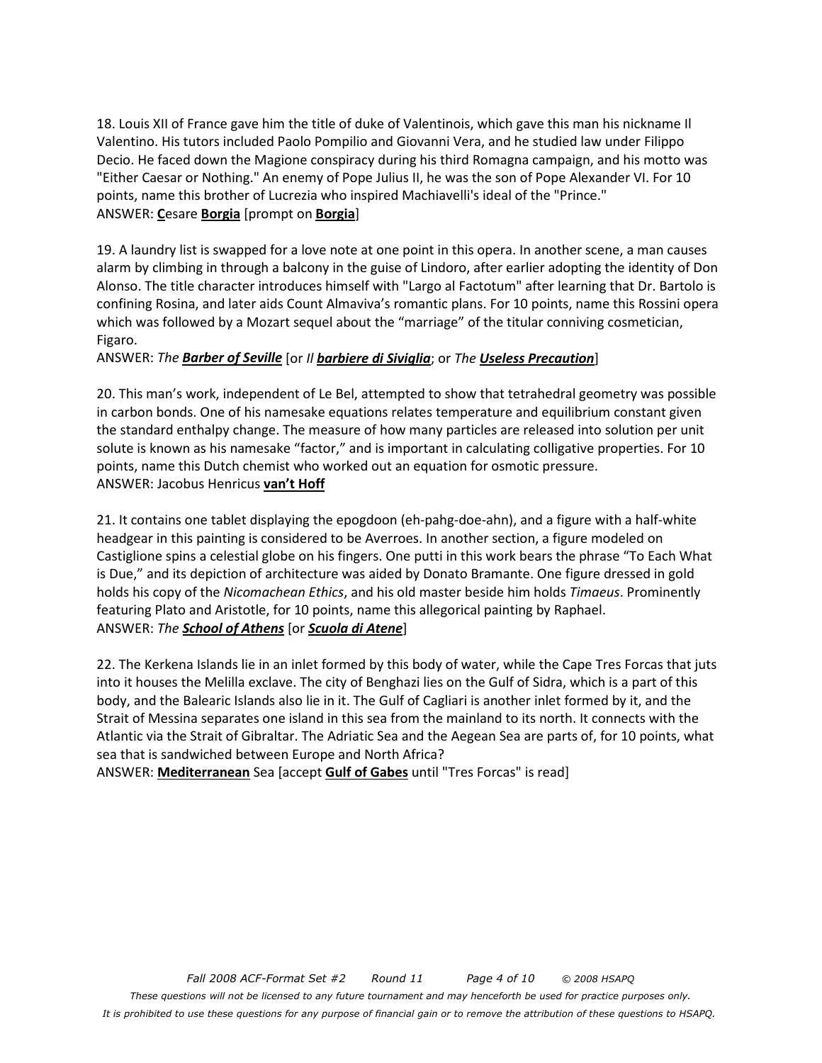18. Louis XII of France gave him the title of duke of Valentinois, which gave this man his nickname Il Valentino. His tutors included Paolo Pompilio and Giovanni Vera, and he studied law under Filippo Decio. He faced down the Magione conspiracy during his third Romagna campaign, and his motto was "Either Caesar or Nothing." An enemy of Pope Julius II, he was the son of Pope Alexander VI. For 10 points, name this brother of Lucrezia who inspired Machiavelli's ideal of the "Prince."
ANSWER: **C**esare **Borgia** [prompt on **Borgia**]

19. A laundry list is swapped for a love note at one point in this opera. In another scene, a man causes alarm by climbing in through a balcony in the guise of Lindoro, after earlier adopting the identity of Don Alonso. The title character introduces himself with "Largo al Factotum" after learning that Dr. Bartolo is confining Rosina, and later aids Count Almaviva's romantic plans. For 10 points, name this Rossini opera which was followed by a Mozart sequel about the "marriage" of the titular conniving cosmetician, Figaro.
ANSWER: *The **Barber of Seville*** [or *Il **barbiere di Siviglia***; or *The **Useless Precaution***]

20. This man's work, independent of Le Bel, attempted to show that tetrahedral geometry was possible in carbon bonds. One of his namesake equations relates temperature and equilibrium constant given the standard enthalpy change. The measure of how many particles are released into solution per unit solute is known as his namesake "factor," and is important in calculating colligative properties. For 10 points, name this Dutch chemist who worked out an equation for osmotic pressure.
ANSWER: Jacobus Henricus **van't Hoff**

21. It contains one tablet displaying the epogdoon (eh-pahg-doe-ahn), and a figure with a half-white headgear in this painting is considered to be Averroes. In another section, a figure modeled on Castiglione spins a celestial globe on his fingers. One putti in this work bears the phrase "To Each What is Due," and its depiction of architecture was aided by Donato Bramante. One figure dressed in gold holds his copy of the *Nicomachean Ethics*, and his old master beside him holds *Timaeus*. Prominently featuring Plato and Aristotle, for 10 points, name this allegorical painting by Raphael.
ANSWER: *The **School of Athens*** [or ***Scuola di Atene***]

22. The Kerkena Islands lie in an inlet formed by this body of water, while the Cape Tres Forcas that juts into it houses the Melilla exclave. The city of Benghazi lies on the Gulf of Sidra, which is a part of this body, and the Balearic Islands also lie in it. The Gulf of Cagliari is another inlet formed by it, and the Strait of Messina separates one island in this sea from the mainland to its north. It connects with the Atlantic via the Strait of Gibraltar. The Adriatic Sea and the Aegean Sea are parts of, for 10 points, what sea that is sandwiched between Europe and North Africa?
ANSWER: **Mediterranean** Sea [accept **Gulf of Gabes** until "Tres Forcas" is read]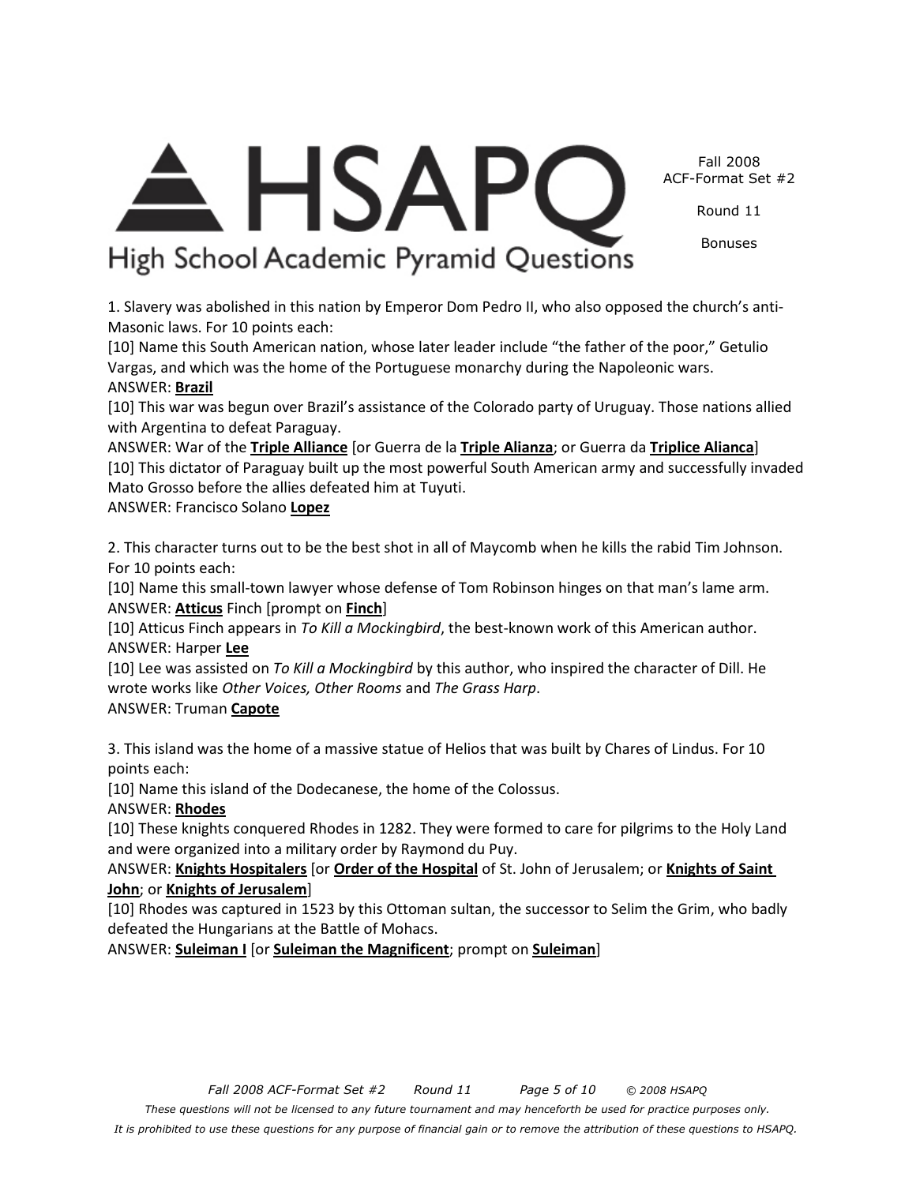1. Slavery was abolished in this nation by Emperor Dom Pedro II, who also opposed the church's anti-Masonic laws. For 10 points each:

[10] Name this South American nation, whose later leader include "the father of the poor," Getulio Vargas, and which was the home of the Portuguese monarchy during the Napoleonic wars.

ANSWER: **Brazil**

[10] This war was begun over Brazil's assistance of the Colorado party of Uruguay. Those nations allied with Argentina to defeat Paraguay.

ANSWER: War of the **Triple Alliance** [or Guerra de la **Triple Alianza**; or Guerra da **Triplice Alianca**]

[10] This dictator of Paraguay built up the most powerful South American army and successfully invaded Mato Grosso before the allies defeated him at Tuyuti.

ANSWER: Francisco Solano **Lopez**

2. This character turns out to be the best shot in all of Maycomb when he kills the rabid Tim Johnson. For 10 points each:

[10] Name this small-town lawyer whose defense of Tom Robinson hinges on that man's lame arm.

ANSWER: **Atticus** Finch [prompt on **Finch**]

[10] Atticus Finch appears in *To Kill a Mockingbird*, the best-known work of this American author.

ANSWER: Harper **Lee**

[10] Lee was assisted on *To Kill a Mockingbird* by this author, who inspired the character of Dill. He wrote works like *Other Voices, Other Rooms* and *The Grass Harp*.

ANSWER: Truman **Capote**

3. This island was the home of a massive statue of Helios that was built by Chares of Lindus. For 10 points each:

[10] Name this island of the Dodecanese, the home of the Colossus.

ANSWER: **Rhodes**

[10] These knights conquered Rhodes in 1282. They were formed to care for pilgrims to the Holy Land and were organized into a military order by Raymond du Puy.

ANSWER: **Knights Hospitalers** [or **Order of the Hospital** of St. John of Jerusalem; or **Knights of Saint John**; or **Knights of Jerusalem**]

[10] Rhodes was captured in 1523 by this Ottoman sultan, the successor to Selim the Grim, who badly defeated the Hungarians at the Battle of Mohacs.

ANSWER: **Suleiman I** [or **Suleiman the Magnificent**; prompt on **Suleiman**]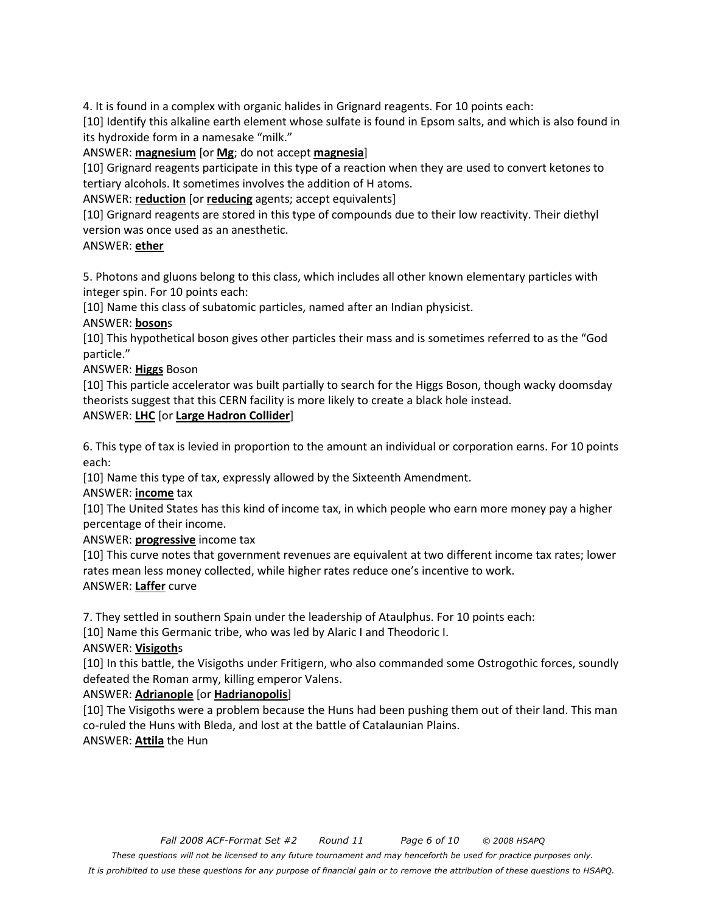4. It is found in a complex with organic halides in Grignard reagents. For 10 points each:

[10] Identify this alkaline earth element whose sulfate is found in Epsom salts, and which is also found in its hydroxide form in a namesake "milk."

ANSWER: **magnesium** [or **Mg**; do not accept **magnesia**]

[10] Grignard reagents participate in this type of a reaction when they are used to convert ketones to tertiary alcohols. It sometimes involves the addition of H atoms.

ANSWER: **reduction** [or **reducing** agents; accept equivalents]

[10] Grignard reagents are stored in this type of compounds due to their low reactivity. Their diethyl version was once used as an anesthetic.

ANSWER: **ether**

5. Photons and gluons belong to this class, which includes all other known elementary particles with integer spin. For 10 points each:

[10] Name this class of subatomic particles, named after an Indian physicist.

ANSWER: **boson**s

[10] This hypothetical boson gives other particles their mass and is sometimes referred to as the "God particle."

ANSWER: **Higgs** Boson

[10] This particle accelerator was built partially to search for the Higgs Boson, though wacky doomsday theorists suggest that this CERN facility is more likely to create a black hole instead.

ANSWER: **LHC** [or **Large Hadron Collider**]

6. This type of tax is levied in proportion to the amount an individual or corporation earns. For 10 points each:

[10] Name this type of tax, expressly allowed by the Sixteenth Amendment.

ANSWER: **income** tax

[10] The United States has this kind of income tax, in which people who earn more money pay a higher percentage of their income.

ANSWER: **progressive** income tax

[10] This curve notes that government revenues are equivalent at two different income tax rates; lower rates mean less money collected, while higher rates reduce one's incentive to work.

ANSWER: **Laffer** curve

7. They settled in southern Spain under the leadership of Ataulphus. For 10 points each:

[10] Name this Germanic tribe, who was led by Alaric I and Theodoric I.

ANSWER: **Visigoth**s

[10] In this battle, the Visigoths under Fritigern, who also commanded some Ostrogothic forces, soundly defeated the Roman army, killing emperor Valens.

ANSWER: **Adrianople** [or **Hadrianopolis**]

[10] The Visigoths were a problem because the Huns had been pushing them out of their land. This man co-ruled the Huns with Bleda, and lost at the battle of Catalaunian Plains.

ANSWER: **Attila** the Hun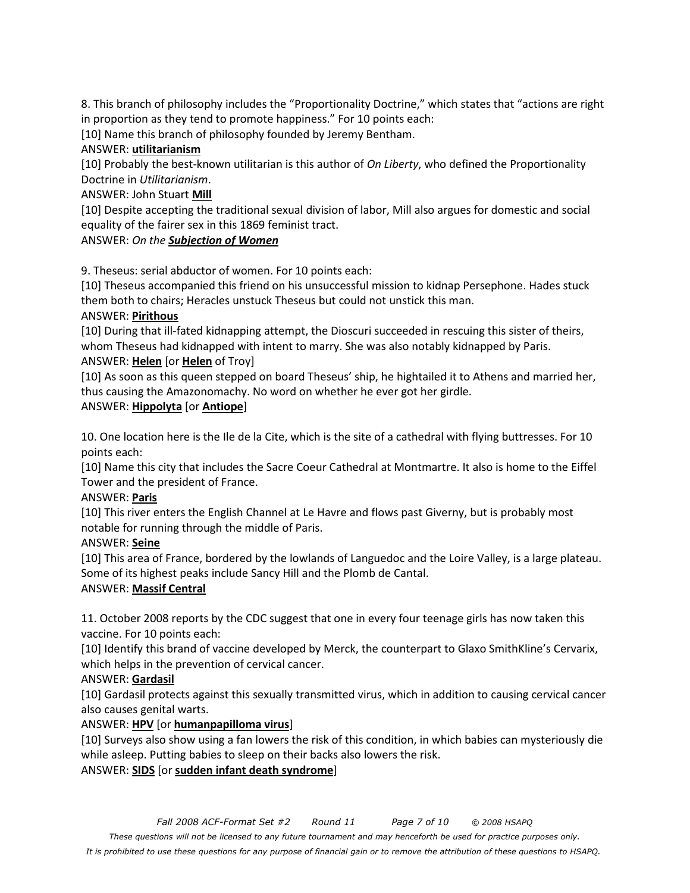8. This branch of philosophy includes the "Proportionality Doctrine," which states that "actions are right in proportion as they tend to promote happiness." For 10 points each:

[10] Name this branch of philosophy founded by Jeremy Bentham.

ANSWER: **utilitarianism**

[10] Probably the best-known utilitarian is this author of *On Liberty*, who defined the Proportionality Doctrine in *Utilitarianism*.

ANSWER: John Stuart **Mill**

[10] Despite accepting the traditional sexual division of labor, Mill also argues for domestic and social equality of the fairer sex in this 1869 feminist tract.

ANSWER: *On the **Subjection of Women***

9. Theseus: serial abductor of women. For 10 points each:

[10] Theseus accompanied this friend on his unsuccessful mission to kidnap Persephone. Hades stuck them both to chairs; Heracles unstuck Theseus but could not unstick this man.

ANSWER: **Pirithous**

[10] During that ill-fated kidnapping attempt, the Dioscuri succeeded in rescuing this sister of theirs, whom Theseus had kidnapped with intent to marry. She was also notably kidnapped by Paris.

ANSWER: **Helen** [or **Helen** of Troy]

[10] As soon as this queen stepped on board Theseus' ship, he hightailed it to Athens and married her, thus causing the Amazonomachy. No word on whether he ever got her girdle.

ANSWER: **Hippolyta** [or **Antiope**]

10. One location here is the Ile de la Cite, which is the site of a cathedral with flying buttresses. For 10 points each:

[10] Name this city that includes the Sacre Coeur Cathedral at Montmartre. It also is home to the Eiffel Tower and the president of France.

ANSWER: **Paris**

[10] This river enters the English Channel at Le Havre and flows past Giverny, but is probably most notable for running through the middle of Paris.

ANSWER: **Seine**

[10] This area of France, bordered by the lowlands of Languedoc and the Loire Valley, is a large plateau. Some of its highest peaks include Sancy Hill and the Plomb de Cantal.

ANSWER: **Massif Central**

11. October 2008 reports by the CDC suggest that one in every four teenage girls has now taken this vaccine. For 10 points each:

[10] Identify this brand of vaccine developed by Merck, the counterpart to Glaxo SmithKline's Cervarix, which helps in the prevention of cervical cancer.

ANSWER: **Gardasil**

[10] Gardasil protects against this sexually transmitted virus, which in addition to causing cervical cancer also causes genital warts.

ANSWER: **HPV** [or **humanpapilloma virus**]

[10] Surveys also show using a fan lowers the risk of this condition, in which babies can mysteriously die while asleep. Putting babies to sleep on their backs also lowers the risk.

ANSWER: **SIDS** [or **sudden infant death syndrome**]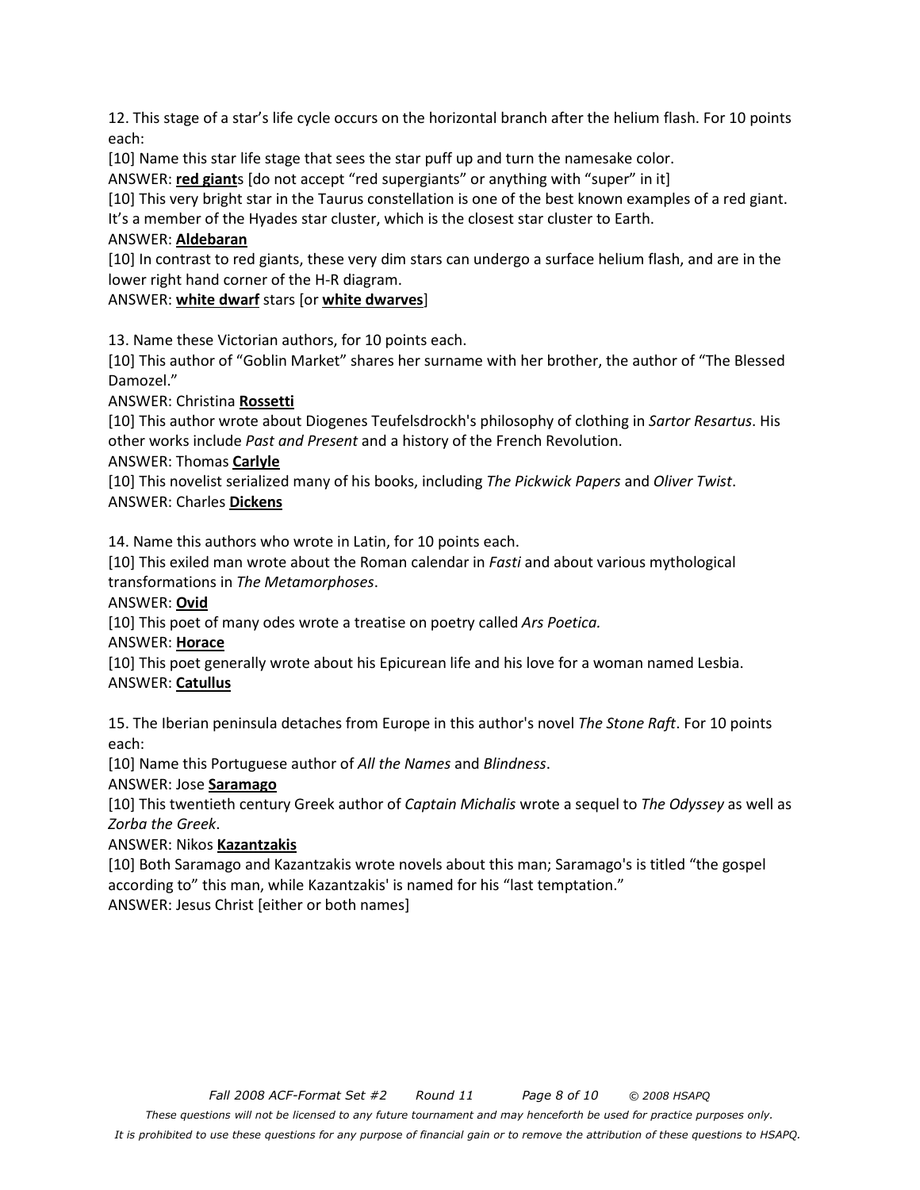12. This stage of a star's life cycle occurs on the horizontal branch after the helium flash. For 10 points each:

[10] Name this star life stage that sees the star puff up and turn the namesake color.

ANSWER: **red giant**s [do not accept "red supergiants" or anything with "super" in it]

[10] This very bright star in the Taurus constellation is one of the best known examples of a red giant. It's a member of the Hyades star cluster, which is the closest star cluster to Earth.

ANSWER: **Aldebaran**

[10] In contrast to red giants, these very dim stars can undergo a surface helium flash, and are in the lower right hand corner of the H-R diagram.

ANSWER: **white dwarf** stars [or **white dwarves**]

13. Name these Victorian authors, for 10 points each.

[10] This author of "Goblin Market" shares her surname with her brother, the author of "The Blessed Damozel."

ANSWER: Christina **Rossetti**

[10] This author wrote about Diogenes Teufelsdrockh's philosophy of clothing in *Sartor Resartus*. His other works include *Past and Present* and a history of the French Revolution.

ANSWER: Thomas **Carlyle**

[10] This novelist serialized many of his books, including *The Pickwick Papers* and *Oliver Twist*.

ANSWER: Charles **Dickens**

14. Name this authors who wrote in Latin, for 10 points each.

[10] This exiled man wrote about the Roman calendar in *Fasti* and about various mythological transformations in *The Metamorphoses*.

ANSWER: **Ovid**

[10] This poet of many odes wrote a treatise on poetry called *Ars Poetica.*

ANSWER: **Horace**

[10] This poet generally wrote about his Epicurean life and his love for a woman named Lesbia.

ANSWER: **Catullus**

15. The Iberian peninsula detaches from Europe in this author's novel *The Stone Raft*. For 10 points each:

[10] Name this Portuguese author of *All the Names* and *Blindness*.

ANSWER: Jose **Saramago**

[10] This twentieth century Greek author of *Captain Michalis* wrote a sequel to *The Odyssey* as well as *Zorba the Greek*.

ANSWER: Nikos **Kazantzakis**

[10] Both Saramago and Kazantzakis wrote novels about this man; Saramago's is titled "the gospel according to" this man, while Kazantzakis' is named for his "last temptation."

ANSWER: Jesus Christ [either or both names]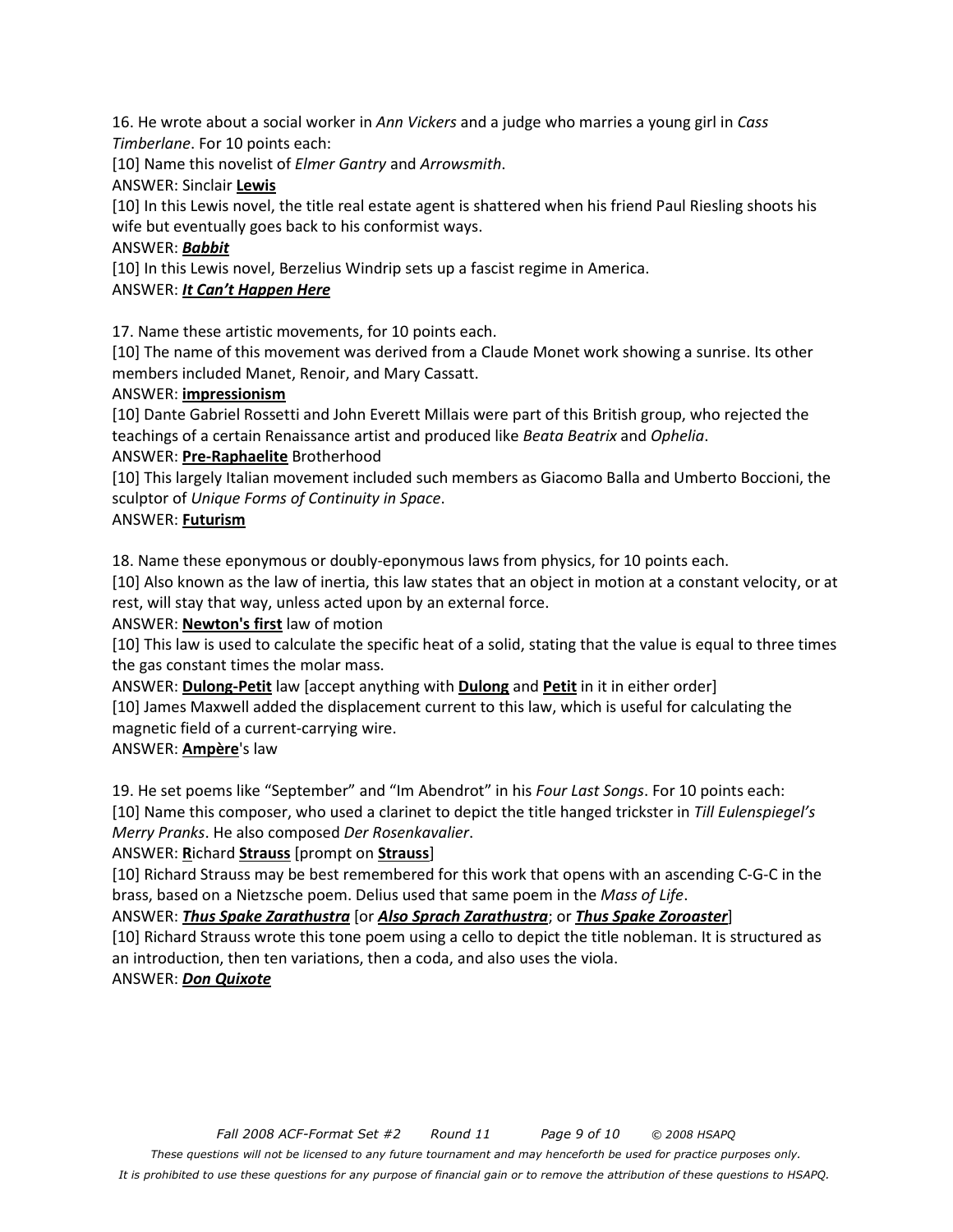16. He wrote about a social worker in *Ann Vickers* and a judge who marries a young girl in *Cass Timberlane*. For 10 points each:

[10] Name this novelist of *Elmer Gantry* and *Arrowsmith*.

ANSWER: Sinclair **Lewis**

[10] In this Lewis novel, the title real estate agent is shattered when his friend Paul Riesling shoots his wife but eventually goes back to his conformist ways.

ANSWER: ***Babbit***

[10] In this Lewis novel, Berzelius Windrip sets up a fascist regime in America.

ANSWER: ***It Can't Happen Here***

17. Name these artistic movements, for 10 points each.

[10] The name of this movement was derived from a Claude Monet work showing a sunrise. Its other members included Manet, Renoir, and Mary Cassatt.

ANSWER: **impressionism**

[10] Dante Gabriel Rossetti and John Everett Millais were part of this British group, who rejected the teachings of a certain Renaissance artist and produced like *Beata Beatrix* and *Ophelia*.

ANSWER: **Pre-Raphaelite** Brotherhood

[10] This largely Italian movement included such members as Giacomo Balla and Umberto Boccioni, the sculptor of *Unique Forms of Continuity in Space*.

ANSWER: **Futurism**

18. Name these eponymous or doubly-eponymous laws from physics, for 10 points each.

[10] Also known as the law of inertia, this law states that an object in motion at a constant velocity, or at rest, will stay that way, unless acted upon by an external force.

ANSWER: **Newton's first** law of motion

[10] This law is used to calculate the specific heat of a solid, stating that the value is equal to three times the gas constant times the molar mass.

ANSWER: **Dulong-Petit** law [accept anything with **Dulong** and **Petit** in it in either order]

[10] James Maxwell added the displacement current to this law, which is useful for calculating the magnetic field of a current-carrying wire.

ANSWER: **Ampère**'s law

19. He set poems like "September" and "Im Abendrot" in his *Four Last Songs*. For 10 points each:

[10] Name this composer, who used a clarinet to depict the title hanged trickster in *Till Eulenspiegel's Merry Pranks*. He also composed *Der Rosenkavalier*.

ANSWER: **R**ichard **Strauss** [prompt on **Strauss**]

[10] Richard Strauss may be best remembered for this work that opens with an ascending C-G-C in the brass, based on a Nietzsche poem. Delius used that same poem in the *Mass of Life*.

ANSWER: ***Thus Spake Zarathustra*** [or ***Also Sprach Zarathustra***; or ***Thus Spake Zoroaster***]

[10] Richard Strauss wrote this tone poem using a cello to depict the title nobleman. It is structured as an introduction, then ten variations, then a coda, and also uses the viola.

ANSWER: ***Don Quixote***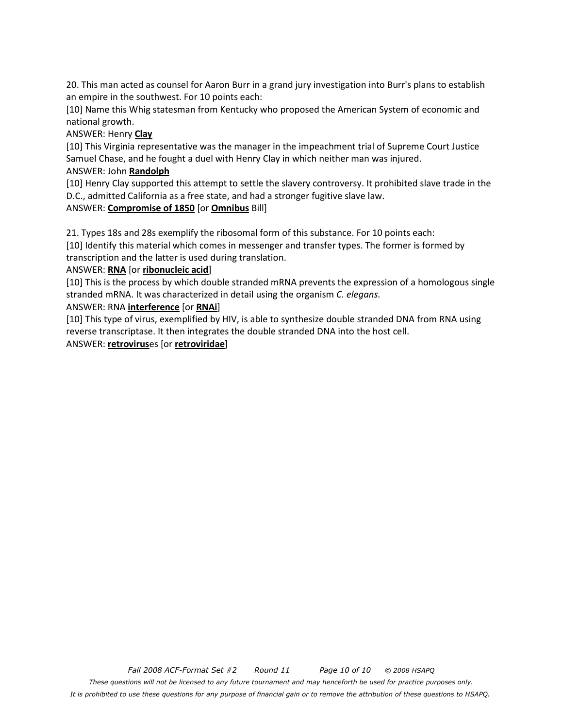20. This man acted as counsel for Aaron Burr in a grand jury investigation into Burr's plans to establish an empire in the southwest. For 10 points each:

[10] Name this Whig statesman from Kentucky who proposed the American System of economic and national growth.

ANSWER: Henry **Clay**

[10] This Virginia representative was the manager in the impeachment trial of Supreme Court Justice Samuel Chase, and he fought a duel with Henry Clay in which neither man was injured.

ANSWER: John **Randolph**

[10] Henry Clay supported this attempt to settle the slavery controversy. It prohibited slave trade in the D.C., admitted California as a free state, and had a stronger fugitive slave law.

ANSWER: **Compromise of 1850** [or **Omnibus** Bill]

21. Types 18s and 28s exemplify the ribosomal form of this substance. For 10 points each:

[10] Identify this material which comes in messenger and transfer types. The former is formed by transcription and the latter is used during translation.

ANSWER: **RNA** [or **ribonucleic acid**]

[10] This is the process by which double stranded mRNA prevents the expression of a homologous single stranded mRNA. It was characterized in detail using the organism *C. elegans.*

ANSWER: RNA **interference** [or **RNAi**]

[10] This type of virus, exemplified by HIV, is able to synthesize double stranded DNA from RNA using reverse transcriptase. It then integrates the double stranded DNA into the host cell.

ANSWER: **retrovirus**es [or **retroviridae**]